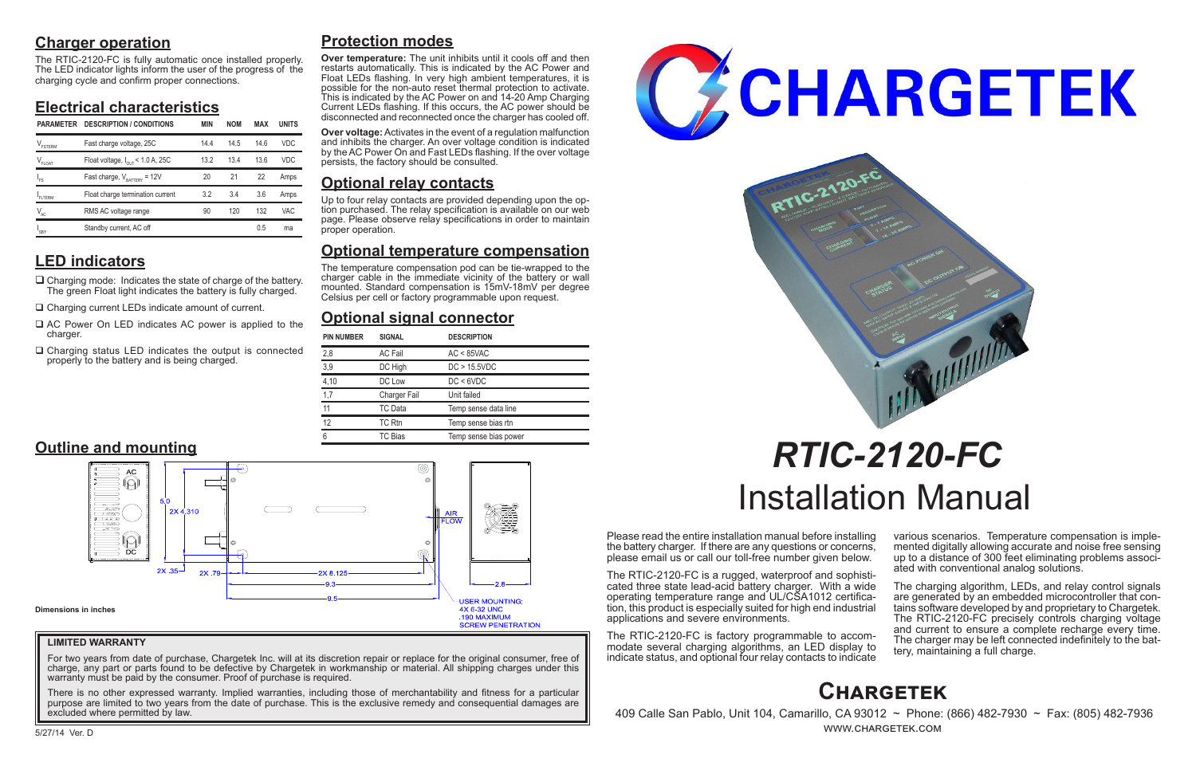## Charger operation

The RTIC-2120-FC is fully automatic once installed properly. The LED indicator lights inform the user of the progress of the charging cycle and confirm proper connections.

## Electrical characteristics

| PARAMETER | DESCRIPTION / CONDITIONS | MIN | NOM | MAX | UNITS |
|---|---|---|---|---|---|
| $V_{FSTERM}$ | Fast charge voltage, 25C | 14.4 | 14.5 | 14.6 | VDC |
| $V_{FLOAT}$ | Float voltage, $I_{OUT}$ < 1.0 A, 25C | 13.2 | 13.4 | 13.6 | VDC |
| $I_{FS}$ | Fast charge, $V_{BATTERY}$ = 12V | 20 | 21 | 22 | Amps |
| $I_{FLTERM}$ | Float charge termination current | 3.2 | 3.4 | 3.6 | Amps |
| $V_{AC}$ | RMS AC voltage range | 90 | 120 | 132 | VAC |
| $I_{SBY}$ | Standby current, AC off | | | 0.5 | ma |

## LED indicators

- Charging mode: Indicates the state of charge of the battery. The green Float light indicates the battery is fully charged.
- Charging current LEDs indicate amount of current.
- AC Power On LED indicates AC power is applied to the charger.
- Charging status LED indicates the output is connected properly to the battery and is being charged.

## Outline and mounting

Dimensions in inches

AC, DC, 5.0, 2X 4.310, 2X .35, 2X .79, 2X 8.125, 9.3, 9.5, 2.8, AIR FLOW

USER MOUNTING:
4X 6-32 UNC
.190 MAXIMUM
SCREW PENETRATION

## Protection modes

**Over temperature:** The unit inhibits until it cools off and then restarts automatically. This is indicated by the AC Power and Float LEDs flashing. In very high ambient temperatures, it is possible for the non-auto reset thermal protection to activate. This is indicated by the AC Power on and 14-20 Amp Charging Current LEDs flashing. If this occurs, the AC power should be disconnected and reconnected once the charger has cooled off.

**Over voltage:** Activates in the event of a regulation malfunction and inhibits the charger. An over voltage condition is indicated by the AC Power On and Fast LEDs flashing. If the over voltage persists, the factory should be consulted.

## Optional relay contacts

Up to four relay contacts are provided depending upon the option purchased. The relay specification is available on our web page. Please observe relay specifications in order to maintain proper operation.

## Optional temperature compensation

The temperature compensation pod can be tie-wrapped to the charger cable in the immediate vicinity of the battery or wall mounted. Standard compensation is 15mV-18mV per degree Celsius per cell or factory programmable upon request.

## Optional signal connector

| PIN NUMBER | SIGNAL | DESCRIPTION |
|---|---|---|
| 2,8 | AC Fail | AC < 85VAC |
| 3,9 | DC High | DC > 15.5VDC |
| 4,10 | DC Low | DC < 6VDC |
| 1,7 | Charger Fail | Unit failed |
| 11 | TC Data | Temp sense data line |
| 12 | TC Rtn | Temp sense bias rtn |
| 6 | TC Bias | Temp sense bias power |

**LIMITED WARRANTY**

For two years from date of purchase, Chargetek Inc. will at its discretion repair or replace for the original consumer, free of charge, any part or parts found to be defective by Chargetek in workmanship or material. All shipping charges under this warranty must be paid by the consumer. Proof of purchase is required.

There is no other expressed warranty. Implied warranties, including those of merchantability and fitness for a particular purpose are limited to two years from the date of purchase. This is the exclusive remedy and consequential damages are excluded where permitted by law.

5/27/14 Ver. D

# CHARGETEK

# *RTIC-2120-FC*
# Installation Manual

Please read the entire installation manual before installing the battery charger. If there are any questions or concerns, please email us or call our toll-free number given below.

The RTIC-2120-FC is a rugged, waterproof and sophisticated three stage lead-acid battery charger. With a wide operating temperature range and UL/CSA1012 certification, this product is especially suited for high end industrial applications and severe environments.

The RTIC-2120-FC is factory programmable to accommodate several charging algorithms, an LED display to indicate status, and optional four relay contacts to indicate various scenarios. Temperature compensation is implemented digitally allowing accurate and noise free sensing up to a distance of 300 feet eliminating problems associated with conventional analog solutions.

The charging algorithm, LEDs, and relay control signals are generated by an embedded microcontroller that contains software developed by and proprietary to Chargetek. The RTIC-2120-FC precisely controls charging voltage and current to ensure a complete recharge every time. The charger may be left connected indefinitely to the battery, maintaining a full charge.

## Chargetek

409 Calle San Pablo, Unit 104, Camarillo, CA 93012 ~ Phone: (866) 482-7930 ~ Fax: (805) 482-7936
WWW.CHARGETEK.COM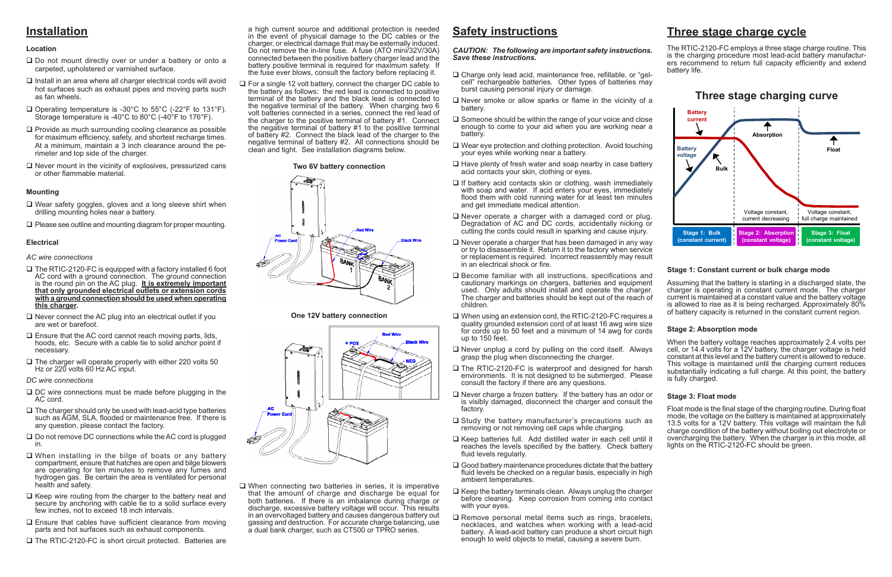## Installation

### Location

- ☐ Do not mount directly over or under a battery or onto a carpeted, upholstered or varnished surface.
- ☐ Install in an area where all charger electrical cords will avoid hot surfaces such as exhaust pipes and moving parts such as fan wheels.
- ☐ Operating temperature is -30°C to 55°C (-22°F to 131°F). Storage temperature is -40°C to 80°C (-40°F to 176°F).
- ☐ Provide as much surrounding cooling clearance as possible for maximum efficiency, safety, and shortest recharge times. At a minimum, maintain a 3 inch clearance around the perimeter and top side of the charger.
- ☐ Never mount in the vicinity of explosives, pressurized cans or other flammable material.

### Mounting

- ☐ Wear safety goggles, gloves and a long sleeve shirt when drilling mounting holes near a battery.
- ☐ Please see outline and mounting diagram for proper mounting.

### Electrical

*AC wire connections*

- ☐ The RTIC-2120-FC is equipped with a factory installed 6 foot AC cord with a ground connection. The ground connection is the round pin on the AC plug. **It is extremely important that only grounded electrical outlets or extension cords with a ground connection should be used when operating this charger.**
- ☐ Never connect the AC plug into an electrical outlet if you are wet or barefoot.
- ☐ Ensure that the AC cord cannot reach moving parts, lids, hoods, etc. Secure with a cable tie to solid anchor point if necessary.
- ☐ The charger will operate properly with either 220 volts 50 Hz or 220 volts 60 Hz AC input.

*DC wire connections*

- ☐ DC wire connections must be made before plugging in the AC cord.
- ☐ The charger should only be used with lead-acid type batteries such as AGM, SLA, flooded or maintenance free. If there is any question, please contact the factory.
- ☐ Do not remove DC connections while the AC cord is plugged in.
- ☐ When installing in the bilge of boats or any battery compartment, ensure that hatches are open and bilge blowers are operating for ten minutes to remove any fumes and hydrogen gas. Be certain the area is ventilated for personal health and safety.
- ☐ Keep wire routing from the charger to the battery neat and secure by anchoring with cable tie to a solid surface every few inches, not to exceed 18 inch intervals.
- ☐ Ensure that cables have sufficient clearance from moving parts and hot surfaces such as exhaust components.
- ☐ The RTIC-2120-FC is short circuit protected. Batteries are a high current source and additional protection is needed in the event of physical damage to the DC cables or the charger, or electrical damage that may be externally induced. Do not remove the in-line fuse. A fuse (ATO mini/32V/30A) connected between the positive battery charger lead and the battery positive terminal is required for maximum safety. If the fuse ever blows, consult the factory before replacing it.
- ☐ For a single 12 volt battery, connect the charger DC cable to the battery as follows: the red lead is connected to positive terminal of the battery and the black lead is connected to the negative terminal of the battery. When charging two 6 volt batteries connected in a series, connect the red lead of the charger to the positive terminal of battery #1. Connect the negative terminal of battery #1 to the positive terminal of battery #2. Connect the black lead of the charger to the negative terminal of battery #2. All connections should be clean and tight. See installation diagrams below.

**Two 6V battery connection**

AC Power Cord
Red Wire
Black Wire
BANK 1
BANK 2

**One 12V battery connection**

Red Wire
+ POS
Black Wire
NEG
AC Power Cord

- ☐ When connecting two batteries in series, it is imperative that the amount of charge and discharge be equal for both batteries. If there is an imbalance during charge or discharge, excessive battery voltage will occur. This results in an overvoltaged battery and causes dangerous battery out gassing and destruction. For accurate charge balancing, use a dual bank charger, such as CT500 or TPRO series.

## Safety instructions

***CAUTION: The following are important safety instructions. Save these instructions.***

- ☐ Charge only lead acid, maintenance free, refillable, or "gel-cell" rechargeable batteries. Other types of batteries may burst causing personal injury or damage.
- ☐ Never smoke or allow sparks or flame in the vicinity of a battery.
- ☐ Someone should be within the range of your voice and close enough to come to your aid when you are working near a battery.
- ☐ Wear eye protection and clothing protection. Avoid touching your eyes while working near a battery.
- ☐ Have plenty of fresh water and soap nearby in case battery acid contacts your skin, clothing or eyes.
- ☐ If battery acid contacts skin or clothing, wash immediately with soap and water. If acid enters your eyes, immediately flood them with cold running water for at least ten minutes and get immediate medical attention.
- ☐ Never operate a charger with a damaged cord or plug. Degradation of AC and DC cords, accidentally nicking or cutting the cords could result in sparking and cause injury.
- ☐ Never operate a charger that has been damaged in any way or try to disassemble it. Return it to the factory when service or replacement is required. Incorrect reassembly may result in an electrical shock or fire.
- ☐ Become familiar with all instructions, specifications and cautionary markings on chargers, batteries and equipment used. Only adults should install and operate the charger. The charger and batteries should be kept out of the reach of children.
- ☐ When using an extension cord, the RTIC-2120-FC requires a quality grounded extension cord of at least 16 awg wire size for cords up to 50 feet and a minimum of 14 awg for cords up to 150 feet.
- ☐ Never unplug a cord by pulling on the cord itself. Always grasp the plug when disconnecting the charger.
- ☐ The RTIC-2120-FC is waterproof and designed for harsh environments. It is not designed to be submerged. Please consult the factory if there are any questions.
- ☐ Never charge a frozen battery. If the battery has an odor or is visibly damaged, disconnect the charger and consult the factory.
- ☐ Study the battery manufacturer's precautions such as removing or not removing cell caps while charging.
- ☐ Keep batteries full. Add distilled water in each cell until it reaches the levels specified by the battery. Check battery fluid levels regularly.
- ☐ Good battery maintenance procedures dictate that the battery fluid levels be checked on a regular basis, especially in high ambient temperatures.
- ☐ Keep the battery terminals clean. Always unplug the charger before cleaning. Keep corrosion from coming into contact with your eyes.
- ☐ Remove personal metal items such as rings, bracelets, necklaces, and watches when working with a lead-acid battery. A lead-acid battery can produce a short circuit high enough to weld objects to metal, causing a severe burn.

## Three stage charge cycle

The RTIC-2120-FC employs a three stage charge routine. This is the charging procedure most lead-acid battery manufacturers recommend to return full capacity efficiently and extend battery life.

### Three stage charging curve

Battery current
Battery voltage
Bulk
Absorption
Float
Voltage constant, current decreasing
Voltage constant, full charge maintained
Stage 1: Bulk (constant current)
Stage 2: Absorption (constant voltage)
Stage 3: Float (constant voltage)

### Stage 1: Constant current or bulk charge mode

Assuming that the battery is starting in a discharged state, the charger is operating in constant current mode. The charger current is maintained at a constant value and the battery voltage is allowed to rise as it is being recharged. Approximately 80% of battery capacity is returned in the constant current region.

### Stage 2: Absorption mode

When the battery voltage reaches approximately 2.4 volts per cell, or 14.4 volts for a 12V battery, the charger voltage is held constant at this level and the battery current is allowed to reduce. This voltage is maintained until the charging current reduces substantially indicating a full charge. At this point, the battery is fully charged.

### Stage 3: Float mode

Float mode is the final stage of the charging routine. During float mode, the voltage on the battery is maintained at approximately 13.5 volts for a 12V battery. This voltage will maintain the full charge condition of the battery without boiling out electrolyte or overcharging the battery. When the charger is in this mode, all lights on the RTIC-2120-FC should be green.